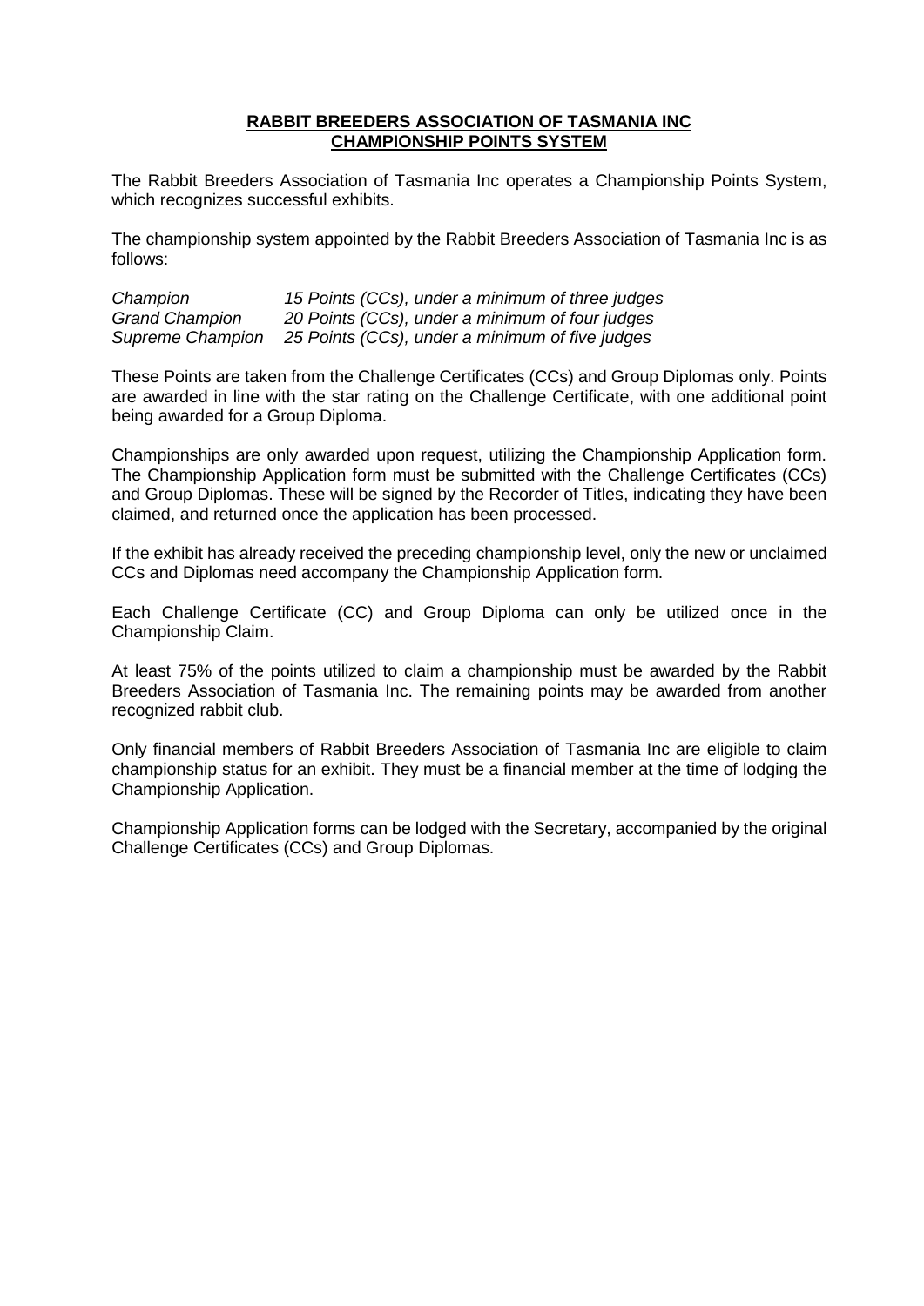# **RABBIT BREEDERS ASSOCIATION OF TASMANIA INC**
## **CHAMPIONSHIP POINTS SYSTEM**

The Rabbit Breeders Association of Tasmania Inc operates a Championship Points System, which recognizes successful exhibits.

The championship system appointed by the Rabbit Breeders Association of Tasmania Inc is as follows:

| | |
|---|---|
| *Champion* | *15 Points (CCs), under a minimum of three judges* |
| *Grand Champion* | *20 Points (CCs), under a minimum of four judges* |
| *Supreme Champion* | *25 Points (CCs), under a minimum of five judges* |

These Points are taken from the Challenge Certificates (CCs) and Group Diplomas only. Points are awarded in line with the star rating on the Challenge Certificate, with one additional point being awarded for a Group Diploma.

Championships are only awarded upon request, utilizing the Championship Application form. The Championship Application form must be submitted with the Challenge Certificates (CCs) and Group Diplomas. These will be signed by the Recorder of Titles, indicating they have been claimed, and returned once the application has been processed.

If the exhibit has already received the preceding championship level, only the new or unclaimed CCs and Diplomas need accompany the Championship Application form.

Each Challenge Certificate (CC) and Group Diploma can only be utilized once in the Championship Claim.

At least 75% of the points utilized to claim a championship must be awarded by the Rabbit Breeders Association of Tasmania Inc. The remaining points may be awarded from another recognized rabbit club.

Only financial members of Rabbit Breeders Association of Tasmania Inc are eligible to claim championship status for an exhibit. They must be a financial member at the time of lodging the Championship Application.

Championship Application forms can be lodged with the Secretary, accompanied by the original Challenge Certificates (CCs) and Group Diplomas.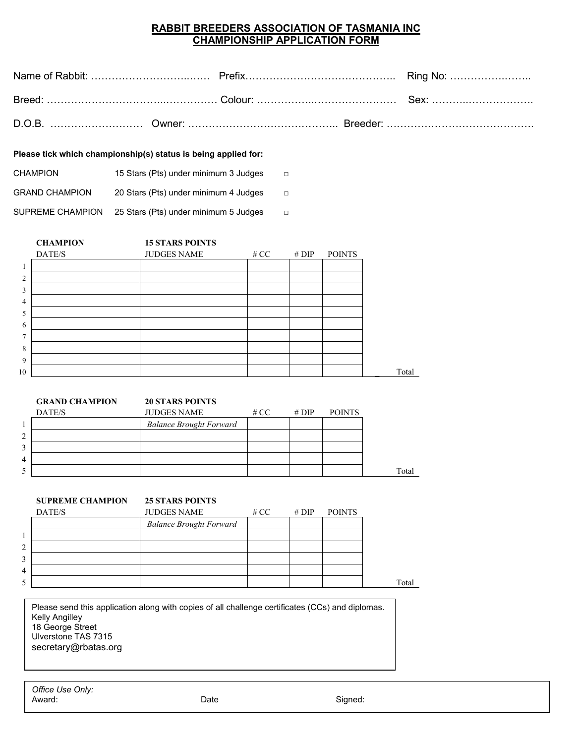# RABBIT BREEDERS ASSOCIATION OF TASMANIA INC
## CHAMPIONSHIP APPLICATION FORM

Name of Rabbit: ……………………..…… Prefix…………………………………….. Ring No: …………….……..

Breed: ……………………………..…………… Colour: ……………..…………………… Sex: ………..……………….

D.O.B. ……………………… Owner: …………………………….……….. Breeder: ……….………………………….

**Please tick which championship(s) status is being applied for:**

| | | |
|---|---|---|
| CHAMPION | 15 Stars (Pts) under minimum 3 Judges | ☐ |
| GRAND CHAMPION | 20 Stars (Pts) under minimum 4 Judges | ☐ |
| SUPREME CHAMPION | 25 Stars (Pts) under minimum 5 Judges | ☐ |

| | **CHAMPION** DATE/S | **15 STARS POINTS** JUDGES NAME | # CC | # DIP | POINTS |
|---|---|---|---|---|---|
| 1 | | | | | |
| 2 | | | | | |
| 3 | | | | | |
| 4 | | | | | |
| 5 | | | | | |
| 6 | | | | | |
| 7 | | | | | |
| 8 | | | | | |
| 9 | | | | | |
| 10 | | | | | |
| | | | | Total | |

| | **GRAND CHAMPION** DATE/S | **20 STARS POINTS** JUDGES NAME | # CC | # DIP | POINTS |
|---|---|---|---|---|---|
| 1 | | *Balance Brought Forward* | | | |
| 2 | | | | | |
| 3 | | | | | |
| 4 | | | | | |
| 5 | | | | | |
| | | | | Total | |

| | **SUPREME CHAMPION** DATE/S | **25 STARS POINTS** JUDGES NAME | # CC | # DIP | POINTS |
|---|---|---|---|---|---|
| | | *Balance Brought Forward* | | | |
| 1 | | | | | |
| 2 | | | | | |
| 3 | | | | | |
| 4 | | | | | |
| 5 | | | | | |
| | | | | Total | |

Please send this application along with copies of all challenge certificates (CCs) and diplomas.
Kelly Angilley
18 George Street
Ulverstone TAS 7315
secretary@rbatas.org

*Office Use Only:*
Award: Date Signed: